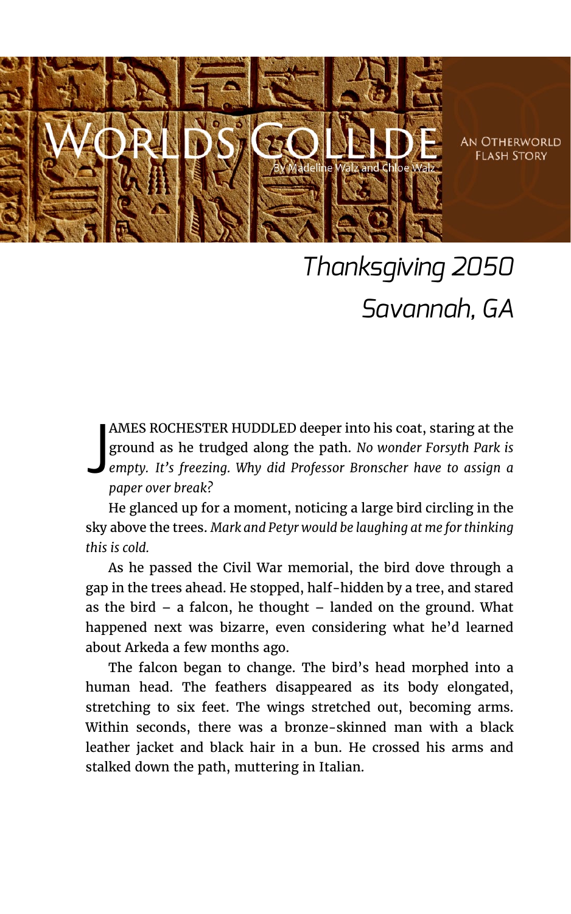# Worlds Collide

By Madeline Walz and Chloe Walz

An Otherworld Flash Story

*Thanksgiving 2050*
*Savannah, GA*

JAMES ROCHESTER HUDDLED deeper into his coat, staring at the ground as he trudged along the path. *No wonder Forsyth Park is empty. It's freezing. Why did Professor Bronscher have to assign a paper over break?*

He glanced up for a moment, noticing a large bird circling in the sky above the trees. *Mark and Petyr would be laughing at me for thinking this is cold.*

As he passed the Civil War memorial, the bird dove through a gap in the trees ahead. He stopped, half-hidden by a tree, and stared as the bird – a falcon, he thought – landed on the ground. What happened next was bizarre, even considering what he'd learned about Arkeda a few months ago.

The falcon began to change. The bird's head morphed into a human head. The feathers disappeared as its body elongated, stretching to six feet. The wings stretched out, becoming arms. Within seconds, there was a bronze-skinned man with a black leather jacket and black hair in a bun. He crossed his arms and stalked down the path, muttering in Italian.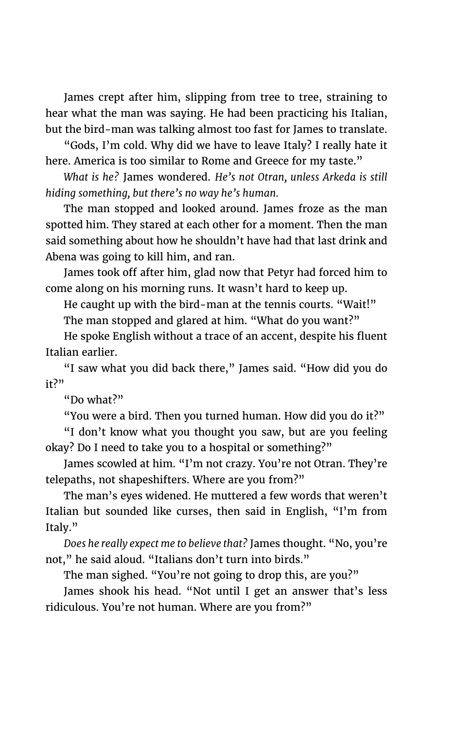James crept after him, slipping from tree to tree, straining to hear what the man was saying. He had been practicing his Italian, but the bird-man was talking almost too fast for James to translate.

"Gods, I'm cold. Why did we have to leave Italy? I really hate it here. America is too similar to Rome and Greece for my taste."

*What is he?* James wondered. *He's not Otran, unless Arkeda is still hiding something, but there's no way he's human.*

The man stopped and looked around. James froze as the man spotted him. They stared at each other for a moment. Then the man said something about how he shouldn't have had that last drink and Abena was going to kill him, and ran.

James took off after him, glad now that Petyr had forced him to come along on his morning runs. It wasn't hard to keep up.

He caught up with the bird-man at the tennis courts. "Wait!"

The man stopped and glared at him. "What do you want?"

He spoke English without a trace of an accent, despite his fluent Italian earlier.

"I saw what you did back there," James said. "How did you do it?"

"Do what?"

"You were a bird. Then you turned human. How did you do it?"

"I don't know what you thought you saw, but are you feeling okay? Do I need to take you to a hospital or something?"

James scowled at him. "I'm not crazy. You're not Otran. They're telepaths, not shapeshifters. Where are you from?"

The man's eyes widened. He muttered a few words that weren't Italian but sounded like curses, then said in English, "I'm from Italy."

*Does he really expect me to believe that?* James thought. "No, you're not," he said aloud. "Italians don't turn into birds."

The man sighed. "You're not going to drop this, are you?"

James shook his head. "Not until I get an answer that's less ridiculous. You're not human. Where are you from?"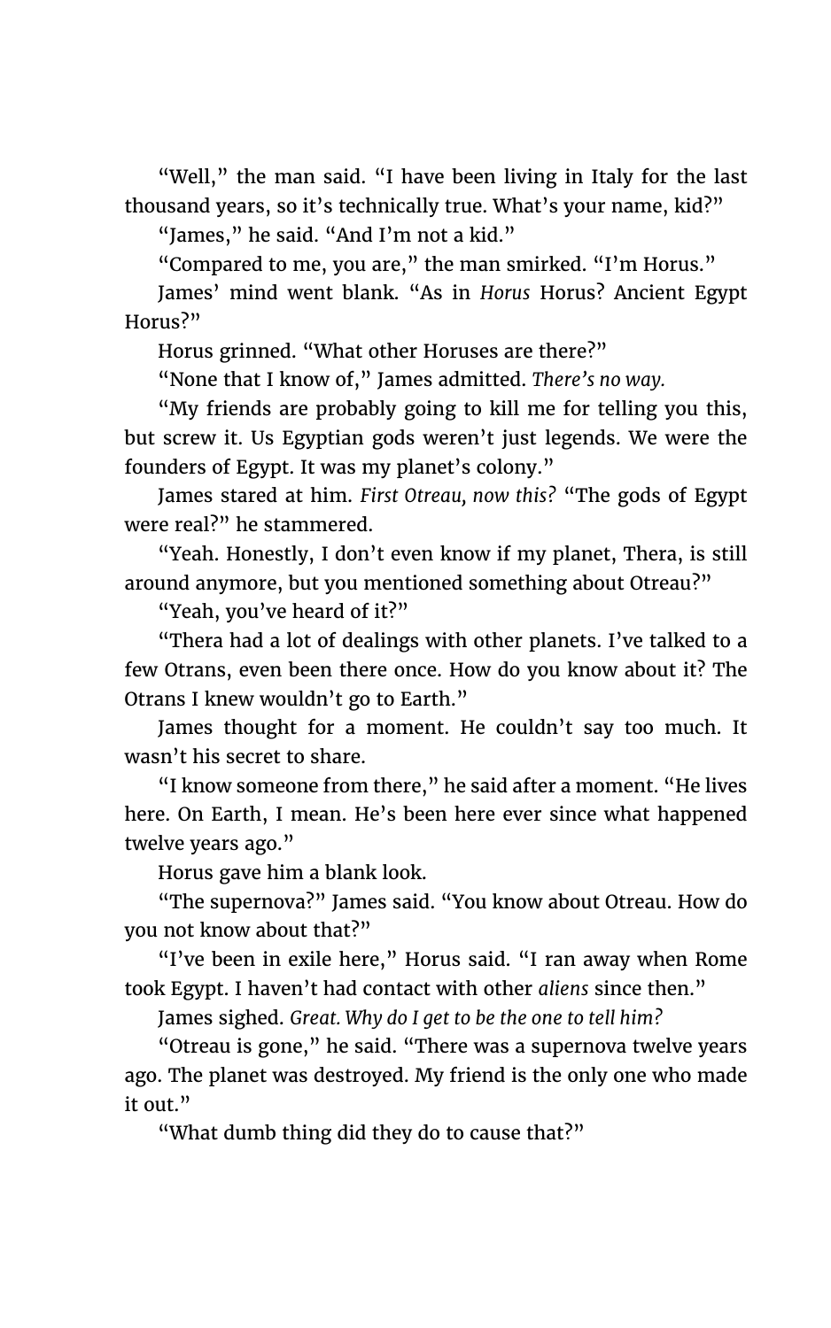"Well," the man said. "I have been living in Italy for the last thousand years, so it's technically true. What's your name, kid?"

"James," he said. "And I'm not a kid."

"Compared to me, you are," the man smirked. "I'm Horus."

James' mind went blank. "As in *Horus* Horus? Ancient Egypt Horus?"

Horus grinned. "What other Horuses are there?"

"None that I know of," James admitted. *There's no way.*

"My friends are probably going to kill me for telling you this, but screw it. Us Egyptian gods weren't just legends. We were the founders of Egypt. It was my planet's colony."

James stared at him. *First Otreau, now this?* "The gods of Egypt were real?" he stammered.

"Yeah. Honestly, I don't even know if my planet, Thera, is still around anymore, but you mentioned something about Otreau?"

"Yeah, you've heard of it?"

"Thera had a lot of dealings with other planets. I've talked to a few Otrans, even been there once. How do you know about it? The Otrans I knew wouldn't go to Earth."

James thought for a moment. He couldn't say too much. It wasn't his secret to share.

"I know someone from there," he said after a moment. "He lives here. On Earth, I mean. He's been here ever since what happened twelve years ago."

Horus gave him a blank look.

"The supernova?" James said. "You know about Otreau. How do you not know about that?"

"I've been in exile here," Horus said. "I ran away when Rome took Egypt. I haven't had contact with other *aliens* since then."

James sighed. *Great. Why do I get to be the one to tell him?*

"Otreau is gone," he said. "There was a supernova twelve years ago. The planet was destroyed. My friend is the only one who made it out."

"What dumb thing did they do to cause that?"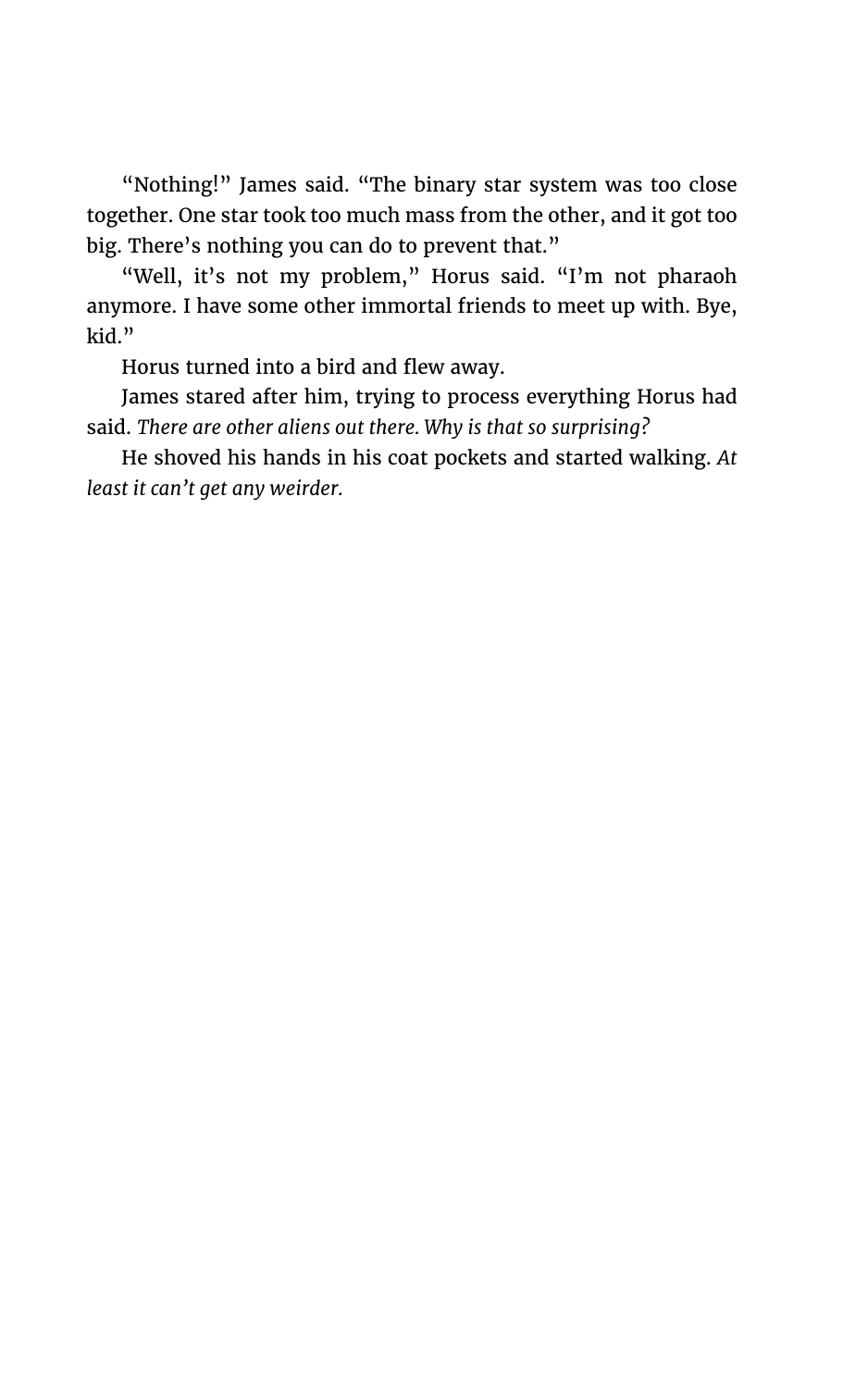"Nothing!" James said. "The binary star system was too close together. One star took too much mass from the other, and it got too big. There's nothing you can do to prevent that."

"Well, it's not my problem," Horus said. "I'm not pharaoh anymore. I have some other immortal friends to meet up with. Bye, kid."

Horus turned into a bird and flew away.

James stared after him, trying to process everything Horus had said. *There are other aliens out there. Why is that so surprising?*

He shoved his hands in his coat pockets and started walking. *At least it can't get any weirder.*